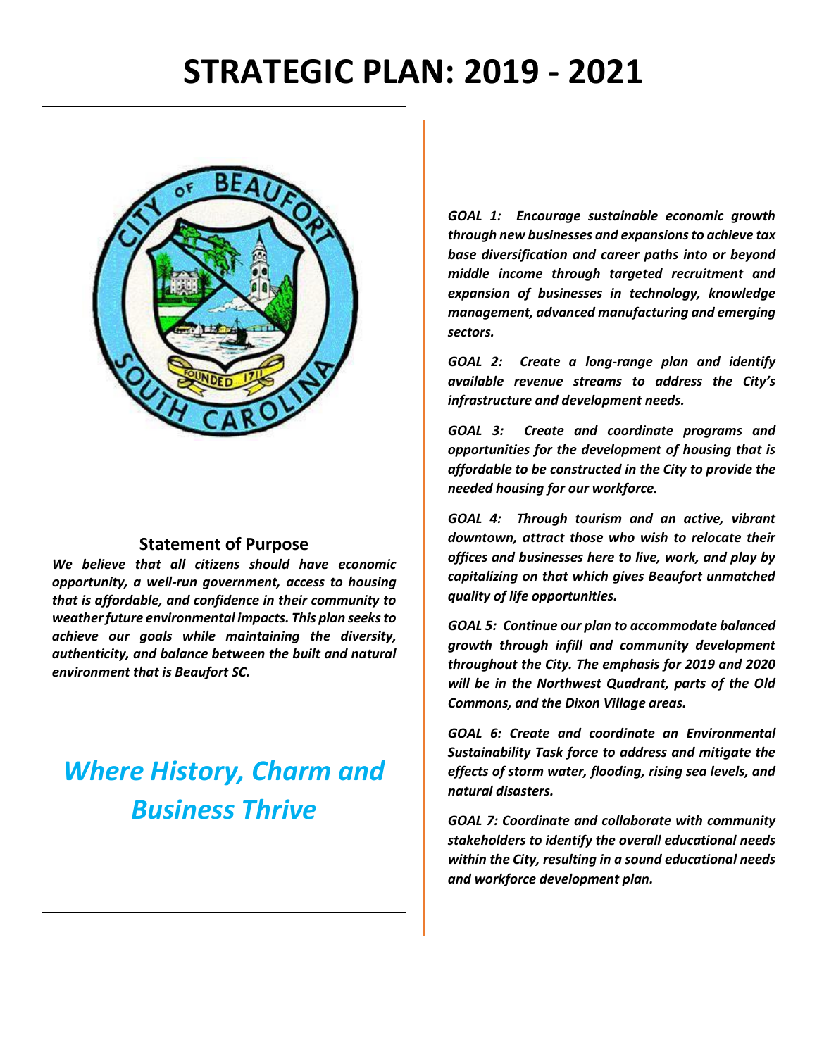# STRATEGIC PLAN: 2019 - 2021

## Statement of Purpose

***We believe that all citizens should have economic opportunity, a well-run government, access to housing that is affordable, and confidence in their community to weather future environmental impacts. This plan seeks to achieve our goals while maintaining the diversity, authenticity, and balance between the built and natural environment that is Beaufort SC.***

## *Where History, Charm and Business Thrive*

***GOAL 1: Encourage sustainable economic growth through new businesses and expansions to achieve tax base diversification and career paths into or beyond middle income through targeted recruitment and expansion of businesses in technology, knowledge management, advanced manufacturing and emerging sectors.***

***GOAL 2: Create a long-range plan and identify available revenue streams to address the City's infrastructure and development needs.***

***GOAL 3: Create and coordinate programs and opportunities for the development of housing that is affordable to be constructed in the City to provide the needed housing for our workforce.***

***GOAL 4: Through tourism and an active, vibrant downtown, attract those who wish to relocate their offices and businesses here to live, work, and play by capitalizing on that which gives Beaufort unmatched quality of life opportunities.***

***GOAL 5: Continue our plan to accommodate balanced growth through infill and community development throughout the City. The emphasis for 2019 and 2020 will be in the Northwest Quadrant, parts of the Old Commons, and the Dixon Village areas.***

***GOAL 6: Create and coordinate an Environmental Sustainability Task force to address and mitigate the effects of storm water, flooding, rising sea levels, and natural disasters.***

***GOAL 7: Coordinate and collaborate with community stakeholders to identify the overall educational needs within the City, resulting in a sound educational needs and workforce development plan.***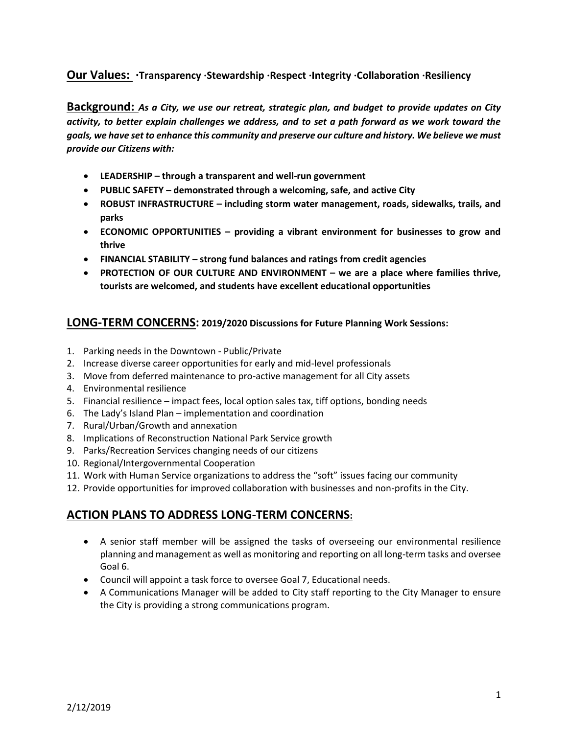## Our Values: ·Transparency ·Stewardship ·Respect ·Integrity ·Collaboration ·Resiliency

**Background:** ***As a City, we use our retreat, strategic plan, and budget to provide updates on City activity, to better explain challenges we address, and to set a path forward as we work toward the goals, we have set to enhance this community and preserve our culture and history. We believe we must provide our Citizens with:***

- **LEADERSHIP – through a transparent and well-run government**
- **PUBLIC SAFETY – demonstrated through a welcoming, safe, and active City**
- **ROBUST INFRASTRUCTURE – including storm water management, roads, sidewalks, trails, and parks**
- **ECONOMIC OPPORTUNITIES – providing a vibrant environment for businesses to grow and thrive**
- **FINANCIAL STABILITY – strong fund balances and ratings from credit agencies**
- **PROTECTION OF OUR CULTURE AND ENVIRONMENT – we are a place where families thrive, tourists are welcomed, and students have excellent educational opportunities**

## LONG-TERM CONCERNS: 2019/2020 Discussions for Future Planning Work Sessions:

1. Parking needs in the Downtown - Public/Private
2. Increase diverse career opportunities for early and mid-level professionals
3. Move from deferred maintenance to pro-active management for all City assets
4. Environmental resilience
5. Financial resilience – impact fees, local option sales tax, tiff options, bonding needs
6. The Lady's Island Plan – implementation and coordination
7. Rural/Urban/Growth and annexation
8. Implications of Reconstruction National Park Service growth
9. Parks/Recreation Services changing needs of our citizens
10. Regional/Intergovernmental Cooperation
11. Work with Human Service organizations to address the "soft" issues facing our community
12. Provide opportunities for improved collaboration with businesses and non-profits in the City.

## ACTION PLANS TO ADDRESS LONG-TERM CONCERNS:

- A senior staff member will be assigned the tasks of overseeing our environmental resilience planning and management as well as monitoring and reporting on all long-term tasks and oversee Goal 6.
- Council will appoint a task force to oversee Goal 7, Educational needs.
- A Communications Manager will be added to City staff reporting to the City Manager to ensure the City is providing a strong communications program.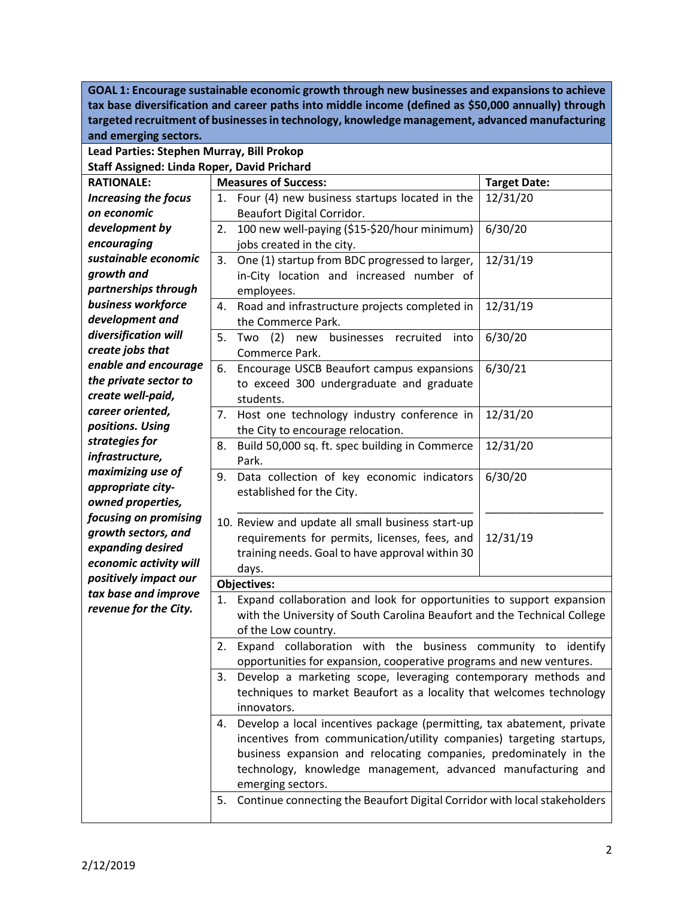**GOAL 1: Encourage sustainable economic growth through new businesses and expansions to achieve tax base diversification and career paths into middle income (defined as $50,000 annually) through targeted recruitment of businesses in technology, knowledge management, advanced manufacturing and emerging sectors.**

**Lead Parties: Stephen Murray, Bill Prokop**
**Staff Assigned: Linda Roper, David Prichard**

| RATIONALE: | Measures of Success: | Target Date: |
|---|---|---|
| ***Increasing the focus on economic development by encouraging sustainable economic growth and partnerships through business workforce development and diversification will create jobs that enable and encourage the private sector to create well-paid, career oriented, positions. Using strategies for infrastructure, maximizing use of appropriate city-owned properties, focusing on promising growth sectors, and expanding desired economic activity will positively impact our tax base and improve revenue for the City.*** | 1. Four (4) new business startups located in the Beaufort Digital Corridor. | 12/31/20 |
| | 2. 100 new well-paying ($15-$20/hour minimum) jobs created in the city. | 6/30/20 |
| | 3. One (1) startup from BDC progressed to larger, in-City location and increased number of employees. | 12/31/19 |
| | 4. Road and infrastructure projects completed in the Commerce Park. | 12/31/19 |
| | 5. Two (2) new businesses recruited into Commerce Park. | 6/30/20 |
| | 6. Encourage USCB Beaufort campus expansions to exceed 300 undergraduate and graduate students. | 6/30/21 |
| | 7. Host one technology industry conference in the City to encourage relocation. | 12/31/20 |
| | 8. Build 50,000 sq. ft. spec building in Commerce Park. | 12/31/20 |
| | 9. Data collection of key economic indicators established for the City. | 6/30/20 |
| | 10. Review and update all small business start-up requirements for permits, licenses, fees, and training needs. Goal to have approval within 30 days. | 12/31/19 |
| | **Objectives:** | |
| | 1. Expand collaboration and look for opportunities to support expansion with the University of South Carolina Beaufort and the Technical College of the Low country. | |
| | 2. Expand collaboration with the business community to identify opportunities for expansion, cooperative programs and new ventures. | |
| | 3. Develop a marketing scope, leveraging contemporary methods and techniques to market Beaufort as a locality that welcomes technology innovators. | |
| | 4. Develop a local incentives package (permitting, tax abatement, private incentives from communication/utility companies) targeting startups, business expansion and relocating companies, predominately in the technology, knowledge management, advanced manufacturing and emerging sectors. | |
| | 5. Continue connecting the Beaufort Digital Corridor with local stakeholders | |

2/12/2019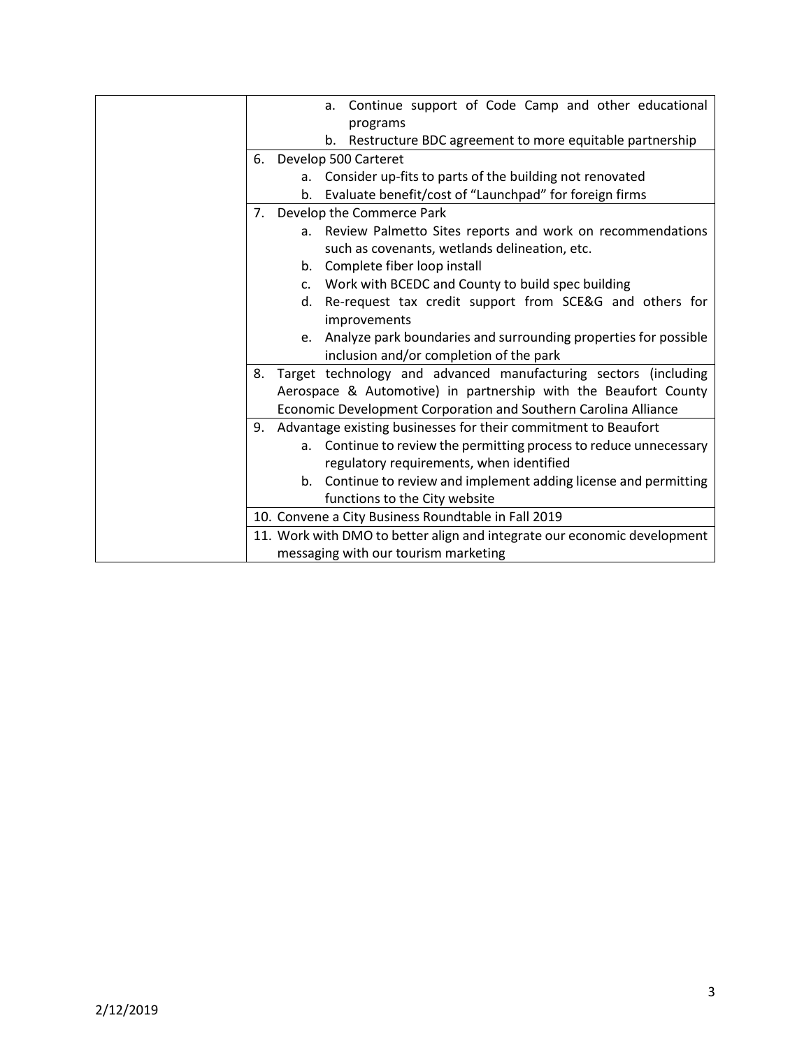| | |
|---|---|
| | a. Continue support of Code Camp and other educational programs<br>b. Restructure BDC agreement to more equitable partnership |
| | 6. Develop 500 Carteret<br>a. Consider up-fits to parts of the building not renovated<br>b. Evaluate benefit/cost of "Launchpad" for foreign firms |
| | 7. Develop the Commerce Park<br>a. Review Palmetto Sites reports and work on recommendations such as covenants, wetlands delineation, etc.<br>b. Complete fiber loop install<br>c. Work with BCEDC and County to build spec building<br>d. Re-request tax credit support from SCE&G and others for improvements<br>e. Analyze park boundaries and surrounding properties for possible inclusion and/or completion of the park |
| | 8. Target technology and advanced manufacturing sectors (including Aerospace & Automotive) in partnership with the Beaufort County Economic Development Corporation and Southern Carolina Alliance |
| | 9. Advantage existing businesses for their commitment to Beaufort<br>a. Continue to review the permitting process to reduce unnecessary regulatory requirements, when identified<br>b. Continue to review and implement adding license and permitting functions to the City website |
| | 10. Convene a City Business Roundtable in Fall 2019 |
| | 11. Work with DMO to better align and integrate our economic development messaging with our tourism marketing |

2/12/2019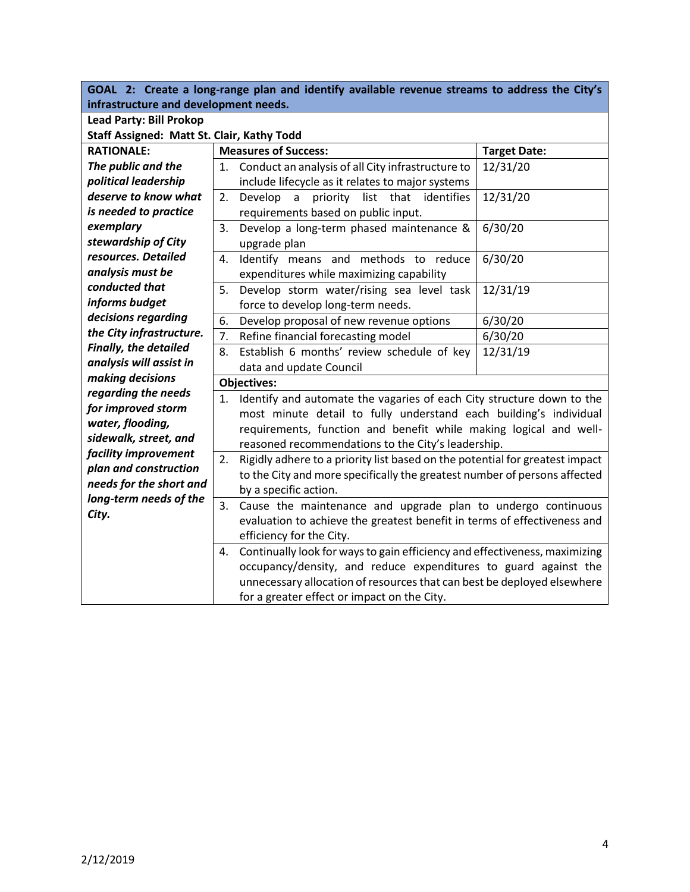**GOAL 2: Create a long-range plan and identify available revenue streams to address the City's infrastructure and development needs.**

**Lead Party: Bill Prokop**

**Staff Assigned: Matt St. Clair, Kathy Todd**

**RATIONALE:**

***The public and the political leadership deserve to know what is needed to practice exemplary stewardship of City resources. Detailed analysis must be conducted that informs budget decisions regarding the City infrastructure. Finally, the detailed analysis will assist in making decisions regarding the needs for improved storm water, flooding, sidewalk, street, and facility improvement plan and construction needs for the short and long-term needs of the City.***

| Measures of Success: | Target Date: |
|---|---|
| 1. Conduct an analysis of all City infrastructure to include lifecycle as it relates to major systems | 12/31/20 |
| 2. Develop a priority list that identifies requirements based on public input. | 12/31/20 |
| 3. Develop a long-term phased maintenance & upgrade plan | 6/30/20 |
| 4. Identify means and methods to reduce expenditures while maximizing capability | 6/30/20 |
| 5. Develop storm water/rising sea level task force to develop long-term needs. | 12/31/19 |
| 6. Develop proposal of new revenue options | 6/30/20 |
| 7. Refine financial forecasting model | 6/30/20 |
| 8. Establish 6 months' review schedule of key data and update Council | 12/31/19 |

**Objectives:**

1. Identify and automate the vagaries of each City structure down to the most minute detail to fully understand each building's individual requirements, function and benefit while making logical and well-reasoned recommendations to the City's leadership.
2. Rigidly adhere to a priority list based on the potential for greatest impact to the City and more specifically the greatest number of persons affected by a specific action.
3. Cause the maintenance and upgrade plan to undergo continuous evaluation to achieve the greatest benefit in terms of effectiveness and efficiency for the City.
4. Continually look for ways to gain efficiency and effectiveness, maximizing occupancy/density, and reduce expenditures to guard against the unnecessary allocation of resources that can best be deployed elsewhere for a greater effect or impact on the City.

2/12/2019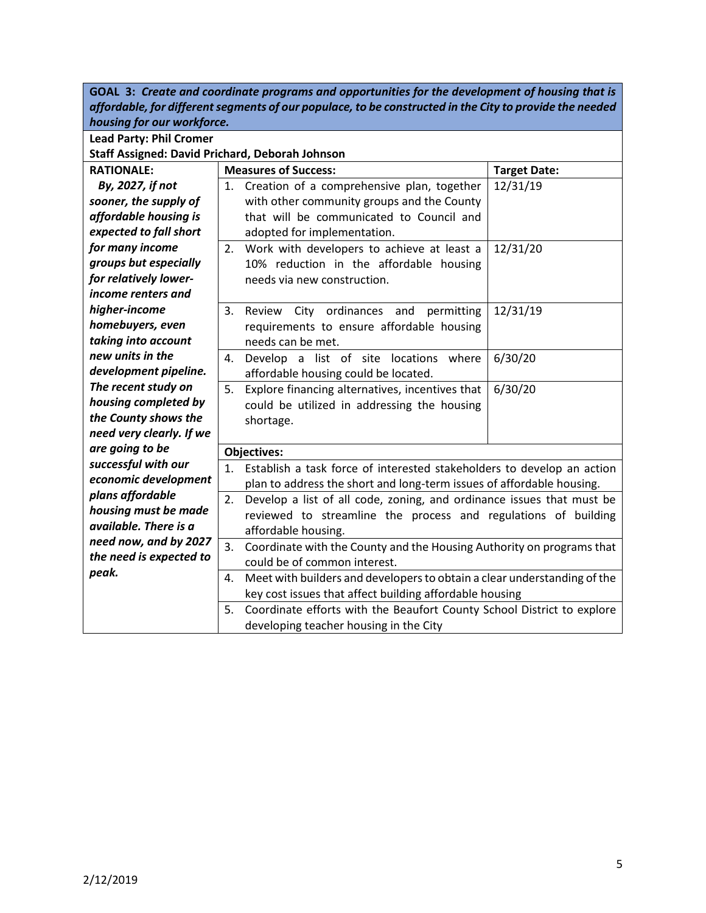**GOAL 3:** ***Create and coordinate programs and opportunities for the development of housing that is affordable, for different segments of our populace, to be constructed in the City to provide the needed housing for our workforce.***

**Lead Party: Phil Cromer**

**Staff Assigned: David Prichard, Deborah Johnson**

| RATIONALE: | Measures of Success: | Target Date: |
|---|---|---|
| ***By, 2027, if not sooner, the supply of affordable housing is expected to fall short for many income groups but especially for relatively lower-income renters and higher-income homebuyers, even taking into account new units in the development pipeline. The recent study on housing completed by the County shows the need very clearly. If we are going to be successful with our economic development plans affordable housing must be made available. There is a need now, and by 2027 the need is expected to peak.*** | 1. Creation of a comprehensive plan, together with other community groups and the County that will be communicated to Council and adopted for implementation. | 12/31/19 |
| | 2. Work with developers to achieve at least a 10% reduction in the affordable housing needs via new construction. | 12/31/20 |
| | 3. Review City ordinances and permitting requirements to ensure affordable housing needs can be met. | 12/31/19 |
| | 4. Develop a list of site locations where affordable housing could be located. | 6/30/20 |
| | 5. Explore financing alternatives, incentives that could be utilized in addressing the housing shortage. | 6/30/20 |
| | **Objectives:** | |
| | 1. Establish a task force of interested stakeholders to develop an action plan to address the short and long-term issues of affordable housing. | |
| | 2. Develop a list of all code, zoning, and ordinance issues that must be reviewed to streamline the process and regulations of building affordable housing. | |
| | 3. Coordinate with the County and the Housing Authority on programs that could be of common interest. | |
| | 4. Meet with builders and developers to obtain a clear understanding of the key cost issues that affect building affordable housing | |
| | 5. Coordinate efforts with the Beaufort County School District to explore developing teacher housing in the City | |

2/12/2019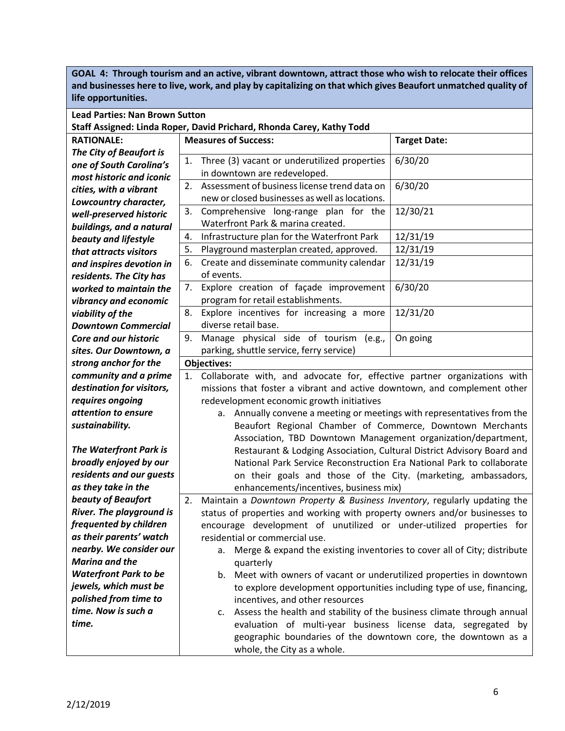**GOAL 4: Through tourism and an active, vibrant downtown, attract those who wish to relocate their offices and businesses here to live, work, and play by capitalizing on that which gives Beaufort unmatched quality of life opportunities.**

**Lead Parties: Nan Brown Sutton**
**Staff Assigned: Linda Roper, David Prichard, Rhonda Carey, Kathy Todd**

**RATIONALE:**

***The City of Beaufort is one of South Carolina's most historic and iconic cities, with a vibrant Lowcountry character, well-preserved historic buildings, and a natural beauty and lifestyle that attracts visitors and inspires devotion in residents. The City has worked to maintain the vibrancy and economic viability of the Downtown Commercial Core and our historic sites. Our Downtown, a strong anchor for the community and a prime destination for visitors, requires ongoing attention to ensure sustainability.***

***The Waterfront Park is broadly enjoyed by our residents and our guests as they take in the beauty of Beaufort River. The playground is frequented by children as their parents' watch nearby. We consider our Marina and the Waterfront Park to be jewels, which must be polished from time to time. Now is such a time.***

| Measures of Success: | Target Date: |
|---|---|
| 1. Three (3) vacant or underutilized properties in downtown are redeveloped. | 6/30/20 |
| 2. Assessment of business license trend data on new or closed businesses as well as locations. | 6/30/20 |
| 3. Comprehensive long-range plan for the Waterfront Park & marina created. | 12/30/21 |
| 4. Infrastructure plan for the Waterfront Park | 12/31/19 |
| 5. Playground masterplan created, approved. | 12/31/19 |
| 6. Create and disseminate community calendar of events. | 12/31/19 |
| 7. Explore creation of façade improvement program for retail establishments. | 6/30/20 |
| 8. Explore incentives for increasing a more diverse retail base. | 12/31/20 |
| 9. Manage physical side of tourism (e.g., parking, shuttle service, ferry service) | On going |

**Objectives:**

1. Collaborate with, and advocate for, effective partner organizations with missions that foster a vibrant and active downtown, and complement other redevelopment economic growth initiatives
   a. Annually convene a meeting or meetings with representatives from the Beaufort Regional Chamber of Commerce, Downtown Merchants Association, TBD Downtown Management organization/department, Restaurant & Lodging Association, Cultural District Advisory Board and National Park Service Reconstruction Era National Park to collaborate on their goals and those of the City. (marketing, ambassadors, enhancements/incentives, business mix)
2. Maintain a *Downtown Property & Business Inventory*, regularly updating the status of properties and working with property owners and/or businesses to encourage development of unutilized or under-utilized properties for residential or commercial use.
   a. Merge & expand the existing inventories to cover all of City; distribute quarterly
   b. Meet with owners of vacant or underutilized properties in downtown to explore development opportunities including type of use, financing, incentives, and other resources
   c. Assess the health and stability of the business climate through annual evaluation of multi-year business license data, segregated by geographic boundaries of the downtown core, the downtown as a whole, the City as a whole.

2/12/2019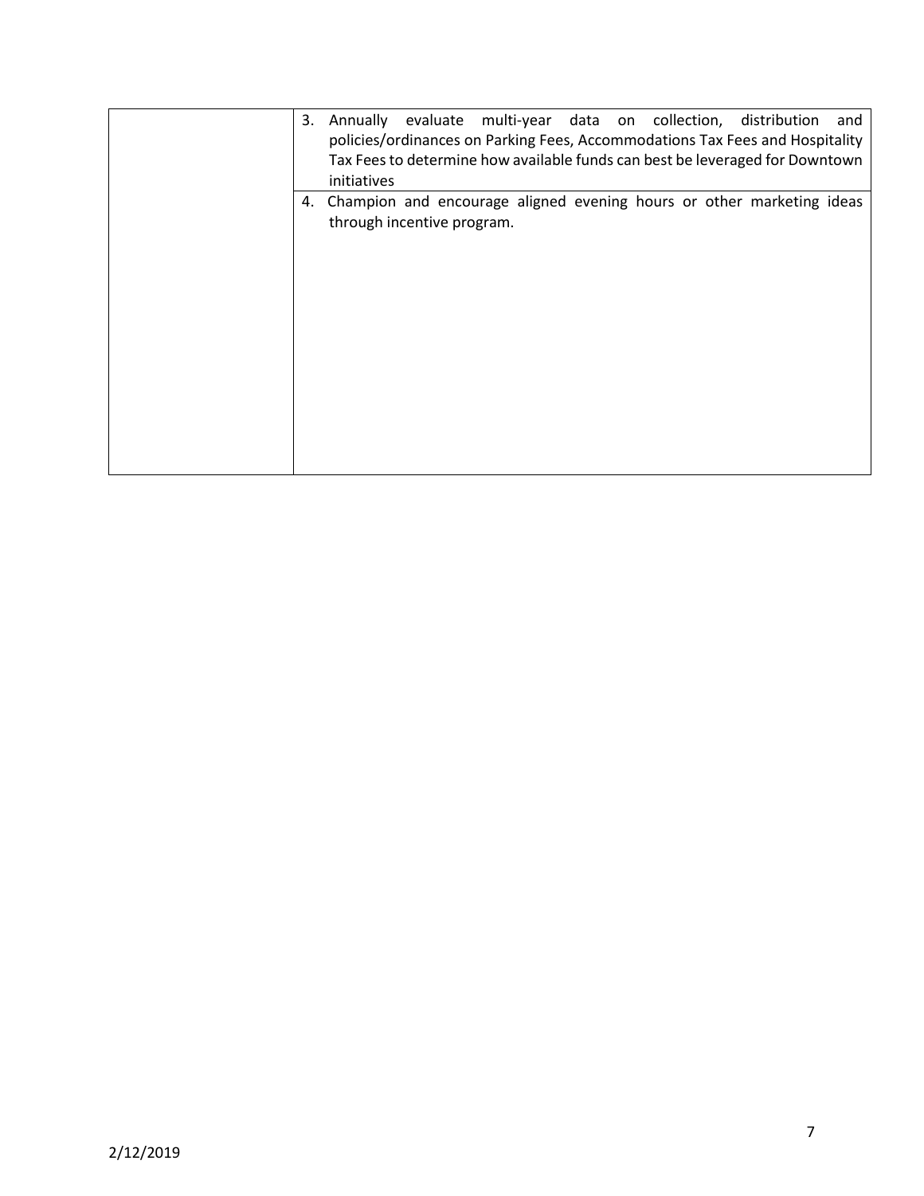| | |
|---|---|
| | 3. Annually evaluate multi-year data on collection, distribution and policies/ordinances on Parking Fees, Accommodations Tax Fees and Hospitality Tax Fees to determine how available funds can best be leveraged for Downtown initiatives |
| | 4. Champion and encourage aligned evening hours or other marketing ideas through incentive program. |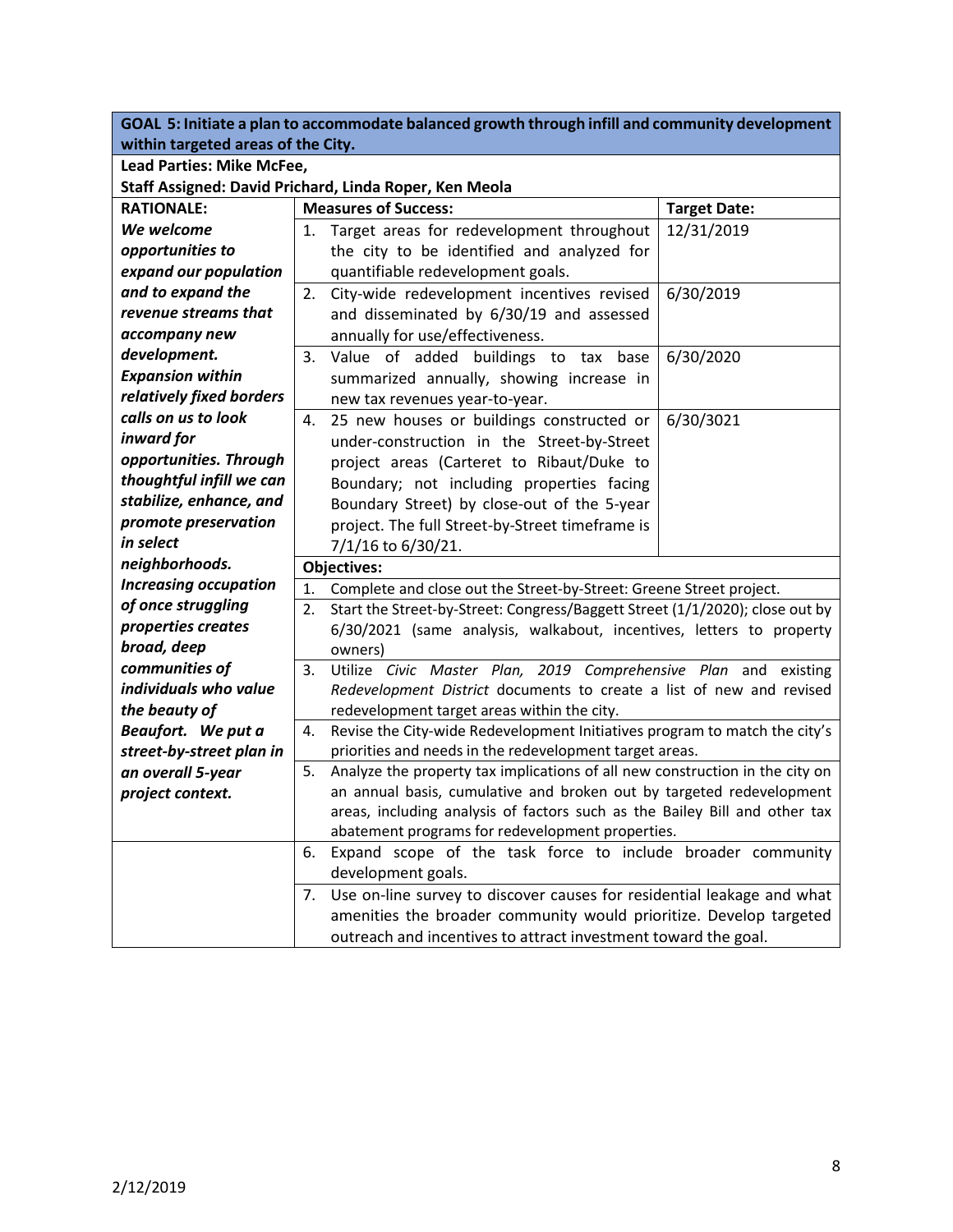| GOAL 5: Initiate a plan to accommodate balanced growth through infill and community development within targeted areas of the City. | | |
|---|---|---|
| **Lead Parties: Mike McFee,**<br>**Staff Assigned: David Prichard, Linda Roper, Ken Meola** | | |
| **RATIONALE:** | **Measures of Success:** | **Target Date:** |
| ***We welcome opportunities to expand our population and to expand the revenue streams that accompany new development. Expansion within relatively fixed borders calls on us to look inward for opportunities. Through thoughtful infill we can stabilize, enhance, and promote preservation in select neighborhoods. Increasing occupation of once struggling properties creates broad, deep communities of individuals who value the beauty of Beaufort. We put a street-by-street plan in an overall 5-year project context.*** | 1. Target areas for redevelopment throughout the city to be identified and analyzed for quantifiable redevelopment goals. | 12/31/2019 |
| | 2. City-wide redevelopment incentives revised and disseminated by 6/30/19 and assessed annually for use/effectiveness. | 6/30/2019 |
| | 3. Value of added buildings to tax base summarized annually, showing increase in new tax revenues year-to-year. | 6/30/2020 |
| | 4. 25 new houses or buildings constructed or under-construction in the Street-by-Street project areas (Carteret to Ribaut/Duke to Boundary; not including properties facing Boundary Street) by close-out of the 5-year project. The full Street-by-Street timeframe is 7/1/16 to 6/30/21. | 6/30/3021 |
| | **Objectives:** | |
| | 1. Complete and close out the Street-by-Street: Greene Street project. | |
| | 2. Start the Street-by-Street: Congress/Baggett Street (1/1/2020); close out by 6/30/2021 (same analysis, walkabout, incentives, letters to property owners) | |
| | 3. Utilize *Civic Master Plan, 2019 Comprehensive Plan* and existing *Redevelopment District* documents to create a list of new and revised redevelopment target areas within the city. | |
| | 4. Revise the City-wide Redevelopment Initiatives program to match the city's priorities and needs in the redevelopment target areas. | |
| | 5. Analyze the property tax implications of all new construction in the city on an annual basis, cumulative and broken out by targeted redevelopment areas, including analysis of factors such as the Bailey Bill and other tax abatement programs for redevelopment properties. | |
| | 6. Expand scope of the task force to include broader community development goals. | |
| | 7. Use on-line survey to discover causes for residential leakage and what amenities the broader community would prioritize. Develop targeted outreach and incentives to attract investment toward the goal. | |

2/12/2019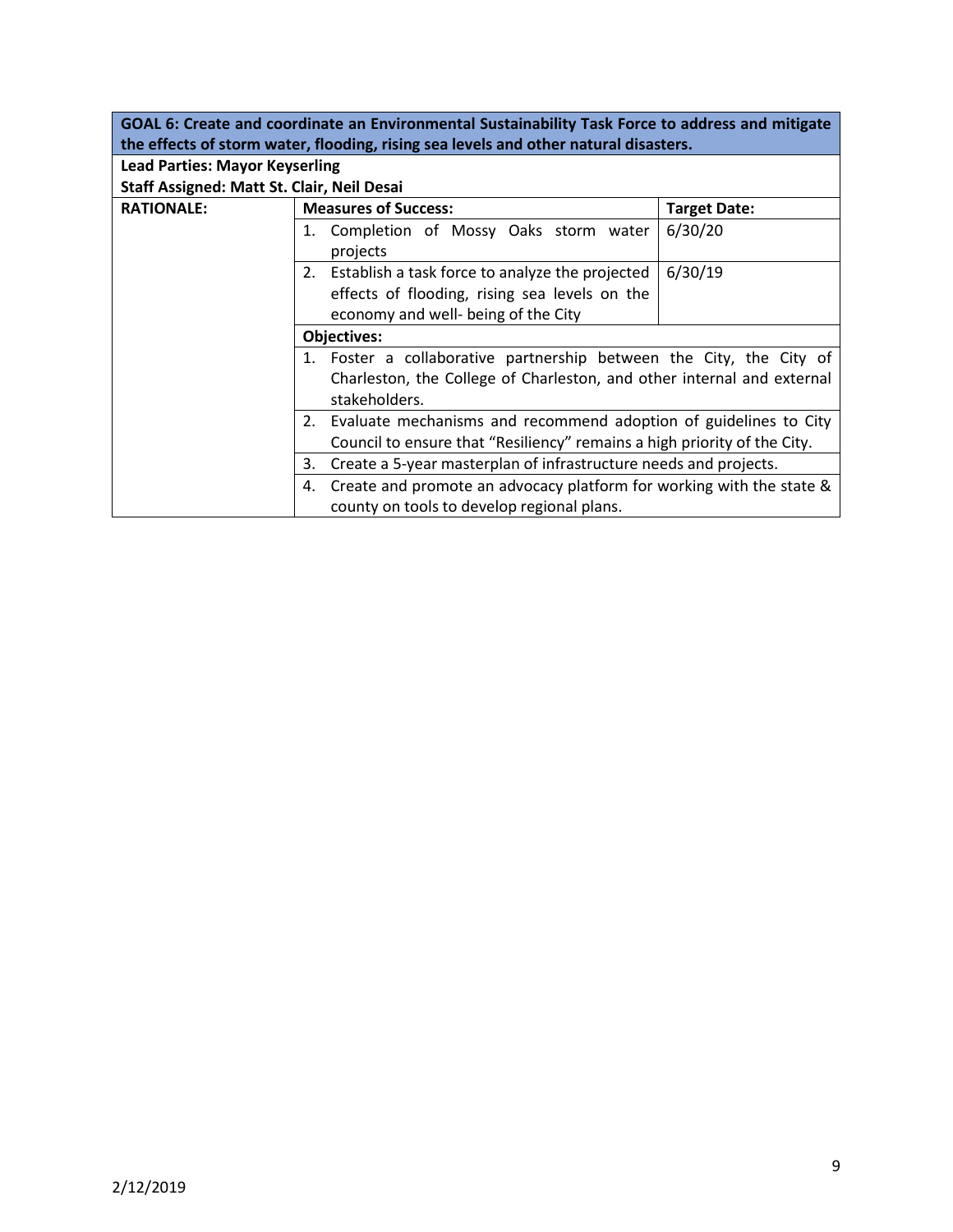| GOAL 6: Create and coordinate an Environmental Sustainability Task Force to address and mitigate the effects of storm water, flooding, rising sea levels and other natural disasters. | | |
|---|---|---|
| **Lead Parties: Mayor Keyserling**<br>**Staff Assigned: Matt St. Clair, Neil Desai** | | |
| **RATIONALE:** | **Measures of Success:** | **Target Date:** |
| | 1. Completion of Mossy Oaks storm water projects | 6/30/20 |
| | 2. Establish a task force to analyze the projected effects of flooding, rising sea levels on the economy and well- being of the City | 6/30/19 |
| | **Objectives:** | |
| | 1. Foster a collaborative partnership between the City, the City of Charleston, the College of Charleston, and other internal and external stakeholders. | |
| | 2. Evaluate mechanisms and recommend adoption of guidelines to City Council to ensure that "Resiliency" remains a high priority of the City. | |
| | 3. Create a 5-year masterplan of infrastructure needs and projects. | |
| | 4. Create and promote an advocacy platform for working with the state & county on tools to develop regional plans. | |

2/12/2019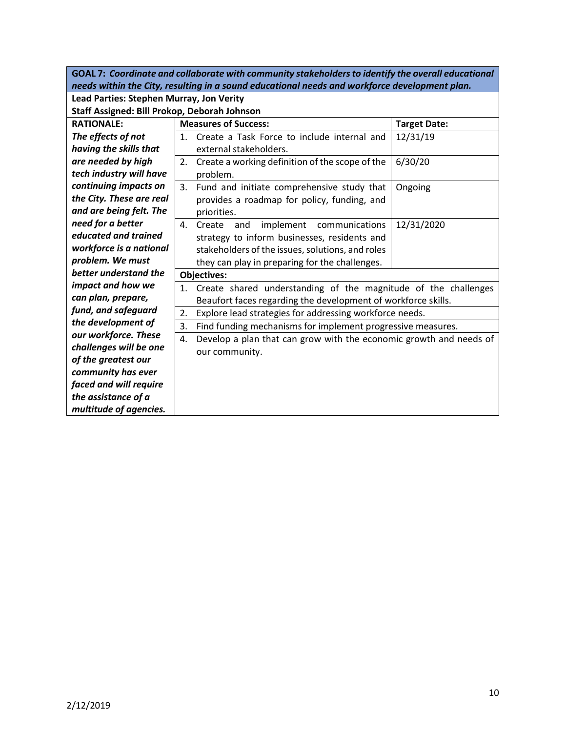**GOAL 7:** ***Coordinate and collaborate with community stakeholders to identify the overall educational needs within the City, resulting in a sound educational needs and workforce development plan.***

**Lead Parties: Stephen Murray, Jon Verity**

**Staff Assigned: Bill Prokop, Deborah Johnson**

| **RATIONALE:** | **Measures of Success:** | **Target Date:** |
|---|---|---|
| ***The effects of not having the skills that are needed by high tech industry will have continuing impacts on the City. These are real and are being felt. The need for a better educated and trained workforce is a national problem. We must better understand the impact and how we can plan, prepare, fund, and safeguard the development of our workforce. These challenges will be one of the greatest our community has ever faced and will require the assistance of a multitude of agencies.*** | 1. Create a Task Force to include internal and external stakeholders. | 12/31/19 |
| | 2. Create a working definition of the scope of the problem. | 6/30/20 |
| | 3. Fund and initiate comprehensive study that provides a roadmap for policy, funding, and priorities. | Ongoing |
| | 4. Create and implement communications strategy to inform businesses, residents and stakeholders of the issues, solutions, and roles they can play in preparing for the challenges. | 12/31/2020 |
| | **Objectives:** | |
| | 1. Create shared understanding of the magnitude of the challenges Beaufort faces regarding the development of workforce skills. | |
| | 2. Explore lead strategies for addressing workforce needs. | |
| | 3. Find funding mechanisms for implement progressive measures. | |
| | 4. Develop a plan that can grow with the economic growth and needs of our community. | |

2/12/2019